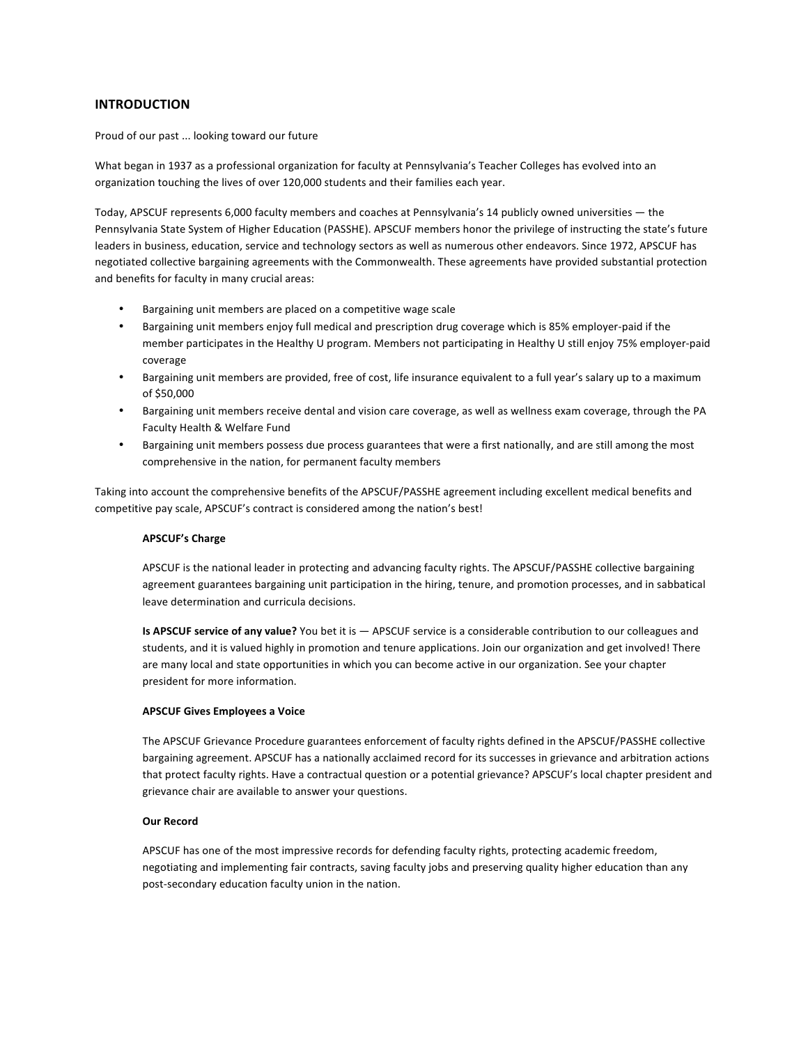## INTRODUCTION

Proud of our past ... looking toward our future

What began in 1937 as a professional organization for faculty at Pennsylvania's Teacher Colleges has evolved into an organization touching the lives of over 120,000 students and their families each year.

Today, APSCUF represents 6,000 faculty members and coaches at Pennsylvania's 14 publicly owned universities — the Pennsylvania State System of Higher Education (PASSHE). APSCUF members honor the privilege of instructing the state's future leaders in business, education, service and technology sectors as well as numerous other endeavors. Since 1972, APSCUF has negotiated collective bargaining agreements with the Commonwealth. These agreements have provided substantial protection and benefits for faculty in many crucial areas:

- Bargaining unit members are placed on a competitive wage scale
- Bargaining unit members enjoy full medical and prescription drug coverage which is 85% employer-paid if the member participates in the Healthy U program. Members not participating in Healthy U still enjoy 75% employer-paid coverage
- Bargaining unit members are provided, free of cost, life insurance equivalent to a full year's salary up to a maximum of $50,000
- Bargaining unit members receive dental and vision care coverage, as well as wellness exam coverage, through the PA Faculty Health & Welfare Fund
- Bargaining unit members possess due process guarantees that were a first nationally, and are still among the most comprehensive in the nation, for permanent faculty members

Taking into account the comprehensive benefits of the APSCUF/PASSHE agreement including excellent medical benefits and competitive pay scale, APSCUF's contract is considered among the nation's best!

### APSCUF's Charge

APSCUF is the national leader in protecting and advancing faculty rights. The APSCUF/PASSHE collective bargaining agreement guarantees bargaining unit participation in the hiring, tenure, and promotion processes, and in sabbatical leave determination and curricula decisions.

**Is APSCUF service of any value?** You bet it is — APSCUF service is a considerable contribution to our colleagues and students, and it is valued highly in promotion and tenure applications. Join our organization and get involved! There are many local and state opportunities in which you can become active in our organization. See your chapter president for more information.

### APSCUF Gives Employees a Voice

The APSCUF Grievance Procedure guarantees enforcement of faculty rights defined in the APSCUF/PASSHE collective bargaining agreement. APSCUF has a nationally acclaimed record for its successes in grievance and arbitration actions that protect faculty rights. Have a contractual question or a potential grievance? APSCUF's local chapter president and grievance chair are available to answer your questions.

### Our Record

APSCUF has one of the most impressive records for defending faculty rights, protecting academic freedom, negotiating and implementing fair contracts, saving faculty jobs and preserving quality higher education than any post-secondary education faculty union in the nation.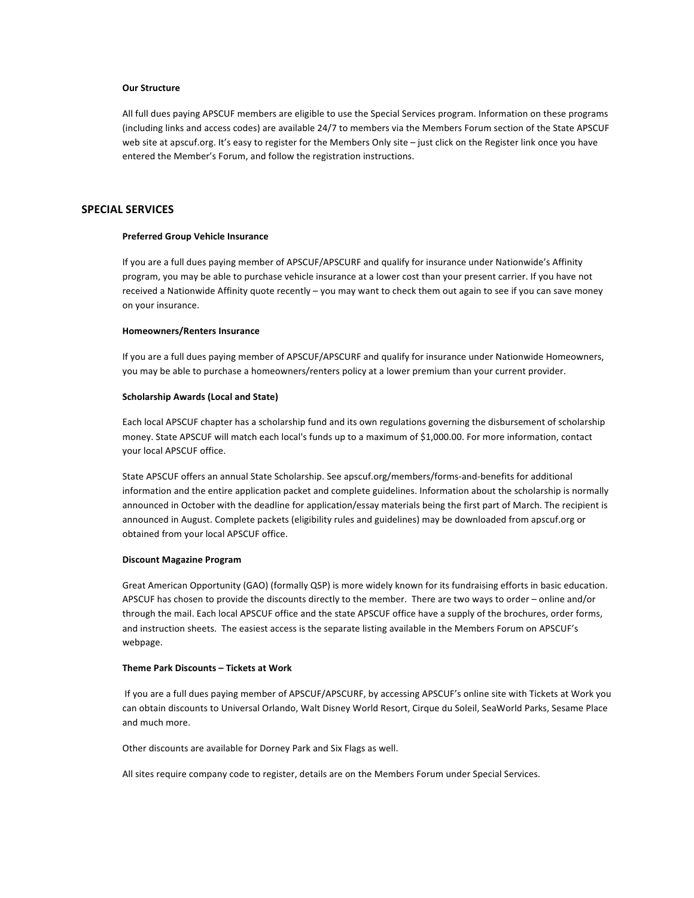### Our Structure

All full dues paying APSCUF members are eligible to use the Special Services program. Information on these programs (including links and access codes) are available 24/7 to members via the Members Forum section of the State APSCUF web site at apscuf.org. It's easy to register for the Members Only site – just click on the Register link once you have entered the Member's Forum, and follow the registration instructions.

## SPECIAL SERVICES

### Preferred Group Vehicle Insurance

If you are a full dues paying member of APSCUF/APSCURF and qualify for insurance under Nationwide's Affinity program, you may be able to purchase vehicle insurance at a lower cost than your present carrier. If you have not received a Nationwide Affinity quote recently – you may want to check them out again to see if you can save money on your insurance.

### Homeowners/Renters Insurance

If you are a full dues paying member of APSCUF/APSCURF and qualify for insurance under Nationwide Homeowners, you may be able to purchase a homeowners/renters policy at a lower premium than your current provider.

### Scholarship Awards (Local and State)

Each local APSCUF chapter has a scholarship fund and its own regulations governing the disbursement of scholarship money. State APSCUF will match each local's funds up to a maximum of $1,000.00. For more information, contact your local APSCUF office.

State APSCUF offers an annual State Scholarship. See apscuf.org/members/forms-and-benefits for additional information and the entire application packet and complete guidelines. Information about the scholarship is normally announced in October with the deadline for application/essay materials being the first part of March. The recipient is announced in August. Complete packets (eligibility rules and guidelines) may be downloaded from apscuf.org or obtained from your local APSCUF office.

### Discount Magazine Program

Great American Opportunity (GAO) (formally QSP) is more widely known for its fundraising efforts in basic education. APSCUF has chosen to provide the discounts directly to the member. There are two ways to order – online and/or through the mail. Each local APSCUF office and the state APSCUF office have a supply of the brochures, order forms, and instruction sheets. The easiest access is the separate listing available in the Members Forum on APSCUF's webpage.

### Theme Park Discounts – Tickets at Work

If you are a full dues paying member of APSCUF/APSCURF, by accessing APSCUF's online site with Tickets at Work you can obtain discounts to Universal Orlando, Walt Disney World Resort, Cirque du Soleil, SeaWorld Parks, Sesame Place and much more.

Other discounts are available for Dorney Park and Six Flags as well.

All sites require company code to register, details are on the Members Forum under Special Services.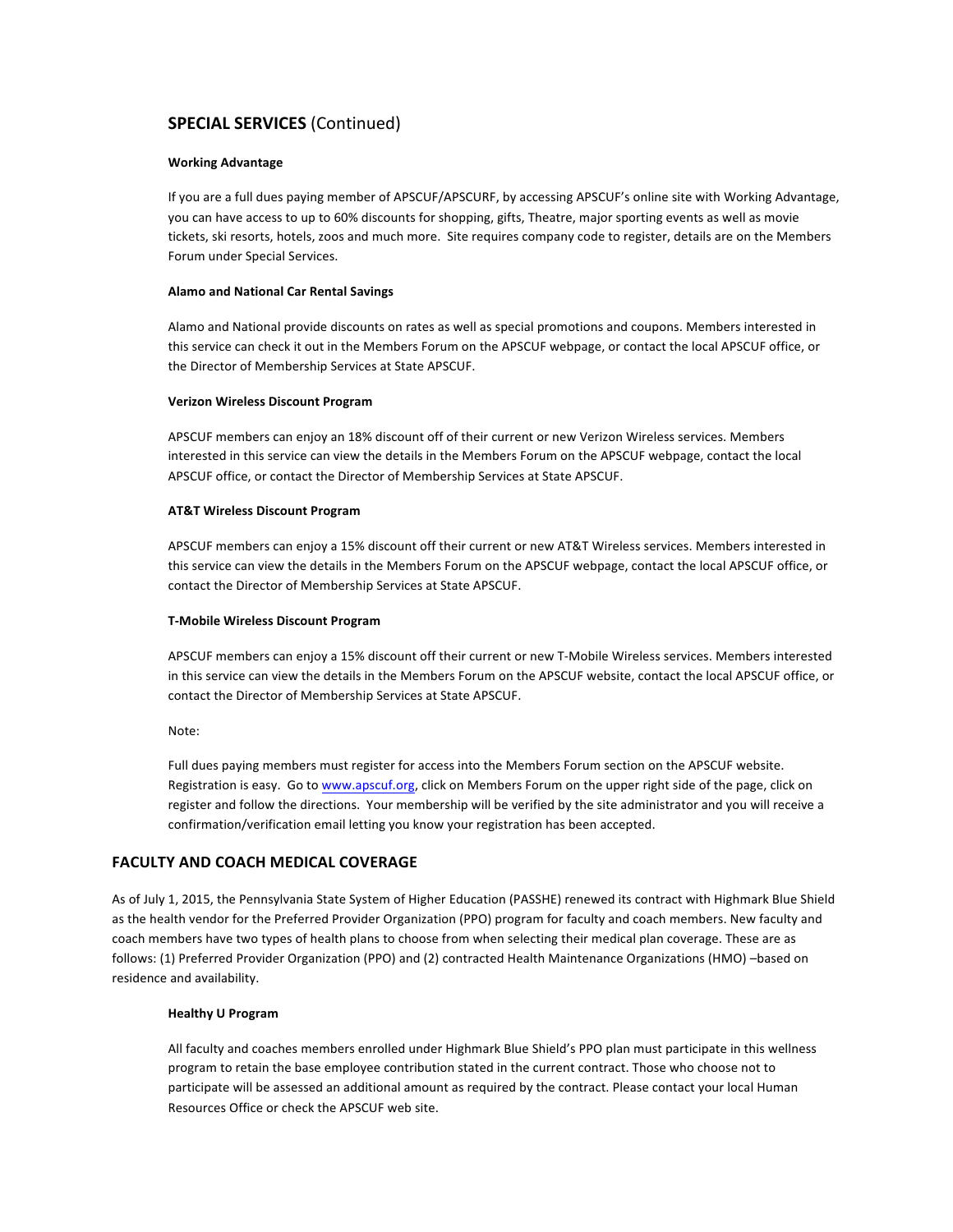## **SPECIAL SERVICES** (Continued)

### Working Advantage

If you are a full dues paying member of APSCUF/APSCURF, by accessing APSCUF's online site with Working Advantage, you can have access to up to 60% discounts for shopping, gifts, Theatre, major sporting events as well as movie tickets, ski resorts, hotels, zoos and much more. Site requires company code to register, details are on the Members Forum under Special Services.

### Alamo and National Car Rental Savings

Alamo and National provide discounts on rates as well as special promotions and coupons. Members interested in this service can check it out in the Members Forum on the APSCUF webpage, or contact the local APSCUF office, or the Director of Membership Services at State APSCUF.

### Verizon Wireless Discount Program

APSCUF members can enjoy an 18% discount off of their current or new Verizon Wireless services. Members interested in this service can view the details in the Members Forum on the APSCUF webpage, contact the local APSCUF office, or contact the Director of Membership Services at State APSCUF.

### AT&T Wireless Discount Program

APSCUF members can enjoy a 15% discount off their current or new AT&T Wireless services. Members interested in this service can view the details in the Members Forum on the APSCUF webpage, contact the local APSCUF office, or contact the Director of Membership Services at State APSCUF.

### T-Mobile Wireless Discount Program

APSCUF members can enjoy a 15% discount off their current or new T-Mobile Wireless services. Members interested in this service can view the details in the Members Forum on the APSCUF website, contact the local APSCUF office, or contact the Director of Membership Services at State APSCUF.

Note:

Full dues paying members must register for access into the Members Forum section on the APSCUF website. Registration is easy. Go to www.apscuf.org, click on Members Forum on the upper right side of the page, click on register and follow the directions. Your membership will be verified by the site administrator and you will receive a confirmation/verification email letting you know your registration has been accepted.

## FACULTY AND COACH MEDICAL COVERAGE

As of July 1, 2015, the Pennsylvania State System of Higher Education (PASSHE) renewed its contract with Highmark Blue Shield as the health vendor for the Preferred Provider Organization (PPO) program for faculty and coach members. New faculty and coach members have two types of health plans to choose from when selecting their medical plan coverage. These are as follows: (1) Preferred Provider Organization (PPO) and (2) contracted Health Maintenance Organizations (HMO) –based on residence and availability.

### Healthy U Program

All faculty and coaches members enrolled under Highmark Blue Shield's PPO plan must participate in this wellness program to retain the base employee contribution stated in the current contract. Those who choose not to participate will be assessed an additional amount as required by the contract. Please contact your local Human Resources Office or check the APSCUF web site.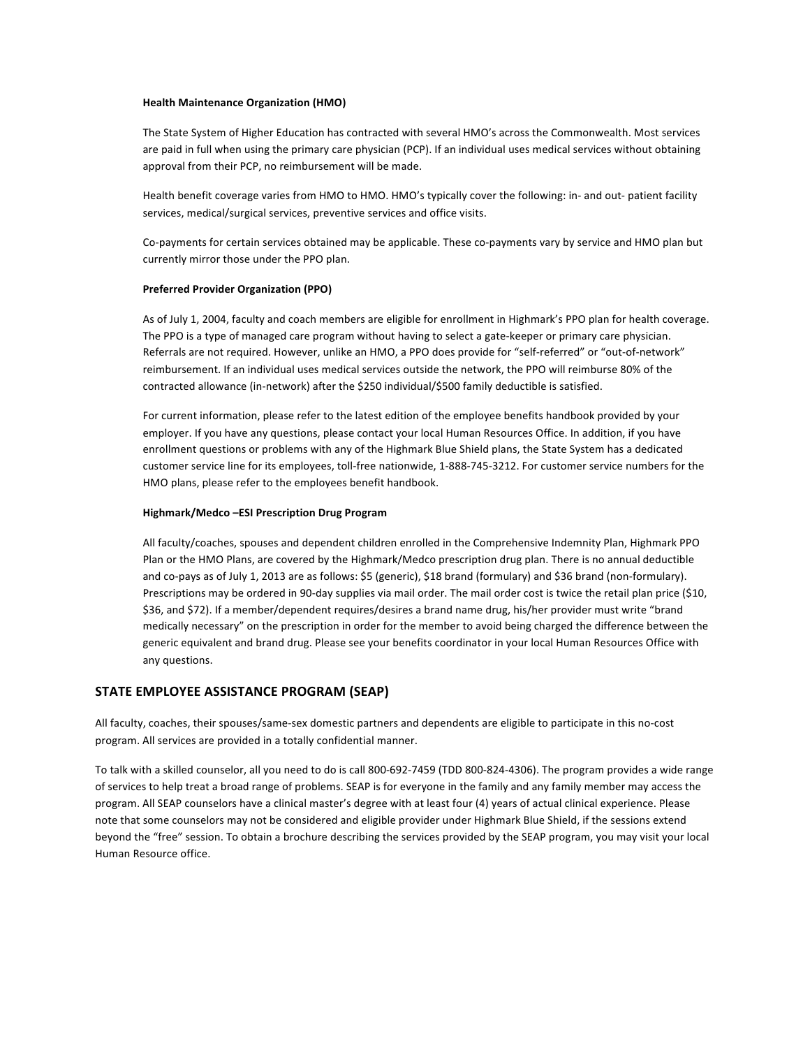**Health Maintenance Organization (HMO)**

The State System of Higher Education has contracted with several HMO's across the Commonwealth. Most services are paid in full when using the primary care physician (PCP). If an individual uses medical services without obtaining approval from their PCP, no reimbursement will be made.

Health benefit coverage varies from HMO to HMO. HMO's typically cover the following: in- and out- patient facility services, medical/surgical services, preventive services and office visits.

Co-payments for certain services obtained may be applicable. These co-payments vary by service and HMO plan but currently mirror those under the PPO plan.

**Preferred Provider Organization (PPO)**

As of July 1, 2004, faculty and coach members are eligible for enrollment in Highmark's PPO plan for health coverage. The PPO is a type of managed care program without having to select a gate-keeper or primary care physician. Referrals are not required. However, unlike an HMO, a PPO does provide for "self-referred" or "out-of-network" reimbursement. If an individual uses medical services outside the network, the PPO will reimburse 80% of the contracted allowance (in-network) after the $250 individual/$500 family deductible is satisfied.

For current information, please refer to the latest edition of the employee benefits handbook provided by your employer. If you have any questions, please contact your local Human Resources Office. In addition, if you have enrollment questions or problems with any of the Highmark Blue Shield plans, the State System has a dedicated customer service line for its employees, toll-free nationwide, 1-888-745-3212. For customer service numbers for the HMO plans, please refer to the employees benefit handbook.

**Highmark/Medco –ESI Prescription Drug Program**

All faculty/coaches, spouses and dependent children enrolled in the Comprehensive Indemnity Plan, Highmark PPO Plan or the HMO Plans, are covered by the Highmark/Medco prescription drug plan. There is no annual deductible and co-pays as of July 1, 2013 are as follows: $5 (generic), $18 brand (formulary) and $36 brand (non-formulary). Prescriptions may be ordered in 90-day supplies via mail order. The mail order cost is twice the retail plan price ($10, $36, and $72). If a member/dependent requires/desires a brand name drug, his/her provider must write "brand medically necessary" on the prescription in order for the member to avoid being charged the difference between the generic equivalent and brand drug. Please see your benefits coordinator in your local Human Resources Office with any questions.

## STATE EMPLOYEE ASSISTANCE PROGRAM (SEAP)

All faculty, coaches, their spouses/same-sex domestic partners and dependents are eligible to participate in this no-cost program. All services are provided in a totally confidential manner.

To talk with a skilled counselor, all you need to do is call 800-692-7459 (TDD 800-824-4306). The program provides a wide range of services to help treat a broad range of problems. SEAP is for everyone in the family and any family member may access the program. All SEAP counselors have a clinical master's degree with at least four (4) years of actual clinical experience. Please note that some counselors may not be considered and eligible provider under Highmark Blue Shield, if the sessions extend beyond the "free" session. To obtain a brochure describing the services provided by the SEAP program, you may visit your local Human Resource office.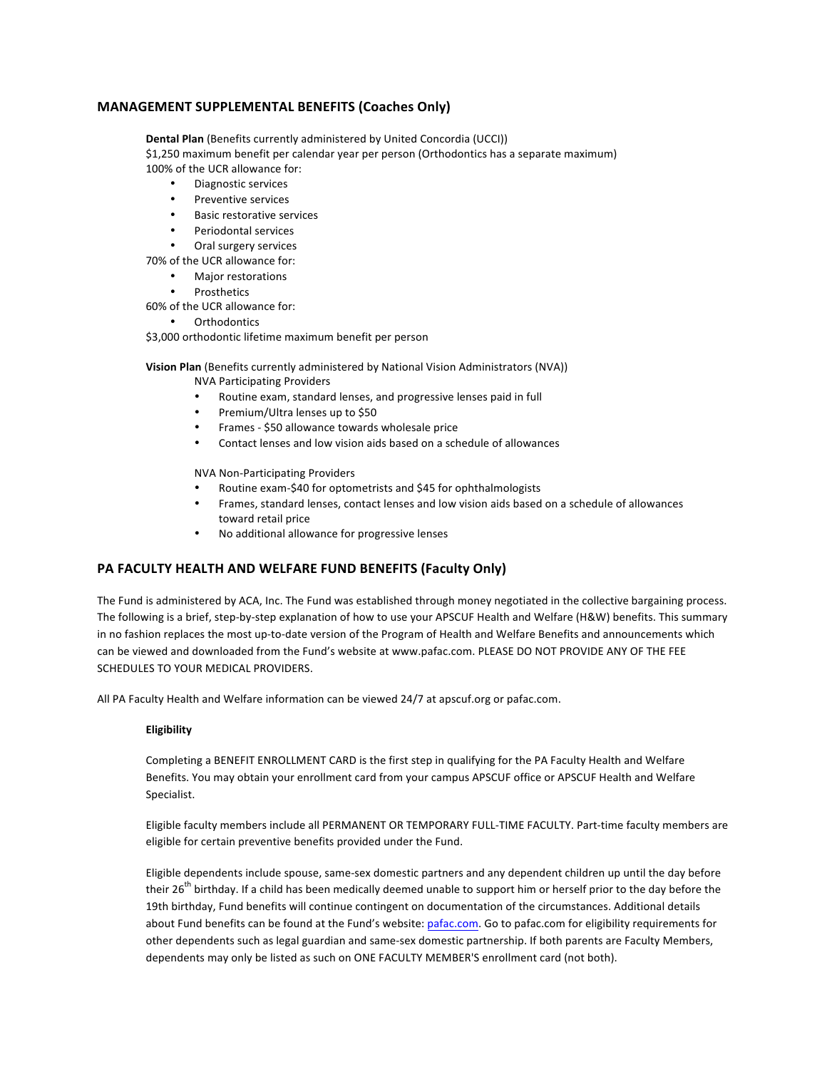## MANAGEMENT SUPPLEMENTAL BENEFITS (Coaches Only)

**Dental Plan** (Benefits currently administered by United Concordia (UCCI))
$1,250 maximum benefit per calendar year per person (Orthodontics has a separate maximum)
100% of the UCR allowance for:

- Diagnostic services
- Preventive services
- Basic restorative services
- Periodontal services
- Oral surgery services

70% of the UCR allowance for:

- Major restorations
- Prosthetics

60% of the UCR allowance for:

- Orthodontics

$3,000 orthodontic lifetime maximum benefit per person

**Vision Plan** (Benefits currently administered by National Vision Administrators (NVA))

NVA Participating Providers

- Routine exam, standard lenses, and progressive lenses paid in full
- Premium/Ultra lenses up to $50
- Frames - $50 allowance towards wholesale price
- Contact lenses and low vision aids based on a schedule of allowances

NVA Non-Participating Providers

- Routine exam-$40 for optometrists and $45 for ophthalmologists
- Frames, standard lenses, contact lenses and low vision aids based on a schedule of allowances toward retail price
- No additional allowance for progressive lenses

## PA FACULTY HEALTH AND WELFARE FUND BENEFITS (Faculty Only)

The Fund is administered by ACA, Inc. The Fund was established through money negotiated in the collective bargaining process. The following is a brief, step-by-step explanation of how to use your APSCUF Health and Welfare (H&W) benefits. This summary in no fashion replaces the most up-to-date version of the Program of Health and Welfare Benefits and announcements which can be viewed and downloaded from the Fund's website at www.pafac.com. PLEASE DO NOT PROVIDE ANY OF THE FEE SCHEDULES TO YOUR MEDICAL PROVIDERS.

All PA Faculty Health and Welfare information can be viewed 24/7 at apscuf.org or pafac.com.

### Eligibility

Completing a BENEFIT ENROLLMENT CARD is the first step in qualifying for the PA Faculty Health and Welfare Benefits. You may obtain your enrollment card from your campus APSCUF office or APSCUF Health and Welfare Specialist.

Eligible faculty members include all PERMANENT OR TEMPORARY FULL-TIME FACULTY. Part-time faculty members are eligible for certain preventive benefits provided under the Fund.

Eligible dependents include spouse, same-sex domestic partners and any dependent children up until the day before their 26th birthday. If a child has been medically deemed unable to support him or herself prior to the day before the 19th birthday, Fund benefits will continue contingent on documentation of the circumstances. Additional details about Fund benefits can be found at the Fund's website: pafac.com. Go to pafac.com for eligibility requirements for other dependents such as legal guardian and same-sex domestic partnership. If both parents are Faculty Members, dependents may only be listed as such on ONE FACULTY MEMBER'S enrollment card (not both).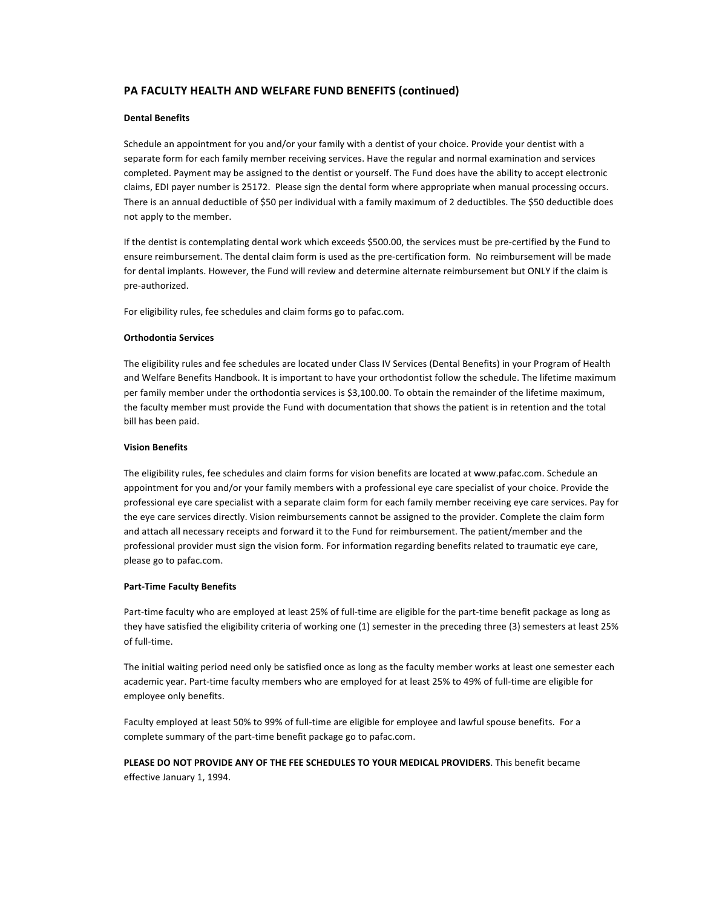## PA FACULTY HEALTH AND WELFARE FUND BENEFITS (continued)

### Dental Benefits

Schedule an appointment for you and/or your family with a dentist of your choice. Provide your dentist with a separate form for each family member receiving services. Have the regular and normal examination and services completed. Payment may be assigned to the dentist or yourself. The Fund does have the ability to accept electronic claims, EDI payer number is 25172. Please sign the dental form where appropriate when manual processing occurs. There is an annual deductible of $50 per individual with a family maximum of 2 deductibles. The $50 deductible does not apply to the member.

If the dentist is contemplating dental work which exceeds $500.00, the services must be pre-certified by the Fund to ensure reimbursement. The dental claim form is used as the pre-certification form. No reimbursement will be made for dental implants. However, the Fund will review and determine alternate reimbursement but ONLY if the claim is pre-authorized.

For eligibility rules, fee schedules and claim forms go to pafac.com.

### Orthodontia Services

The eligibility rules and fee schedules are located under Class IV Services (Dental Benefits) in your Program of Health and Welfare Benefits Handbook. It is important to have your orthodontist follow the schedule. The lifetime maximum per family member under the orthodontia services is $3,100.00. To obtain the remainder of the lifetime maximum, the faculty member must provide the Fund with documentation that shows the patient is in retention and the total bill has been paid.

### Vision Benefits

The eligibility rules, fee schedules and claim forms for vision benefits are located at www.pafac.com. Schedule an appointment for you and/or your family members with a professional eye care specialist of your choice. Provide the professional eye care specialist with a separate claim form for each family member receiving eye care services. Pay for the eye care services directly. Vision reimbursements cannot be assigned to the provider. Complete the claim form and attach all necessary receipts and forward it to the Fund for reimbursement. The patient/member and the professional provider must sign the vision form. For information regarding benefits related to traumatic eye care, please go to pafac.com.

### Part-Time Faculty Benefits

Part-time faculty who are employed at least 25% of full-time are eligible for the part-time benefit package as long as they have satisfied the eligibility criteria of working one (1) semester in the preceding three (3) semesters at least 25% of full-time.

The initial waiting period need only be satisfied once as long as the faculty member works at least one semester each academic year. Part-time faculty members who are employed for at least 25% to 49% of full-time are eligible for employee only benefits.

Faculty employed at least 50% to 99% of full-time are eligible for employee and lawful spouse benefits. For a complete summary of the part-time benefit package go to pafac.com.

**PLEASE DO NOT PROVIDE ANY OF THE FEE SCHEDULES TO YOUR MEDICAL PROVIDERS**. This benefit became effective January 1, 1994.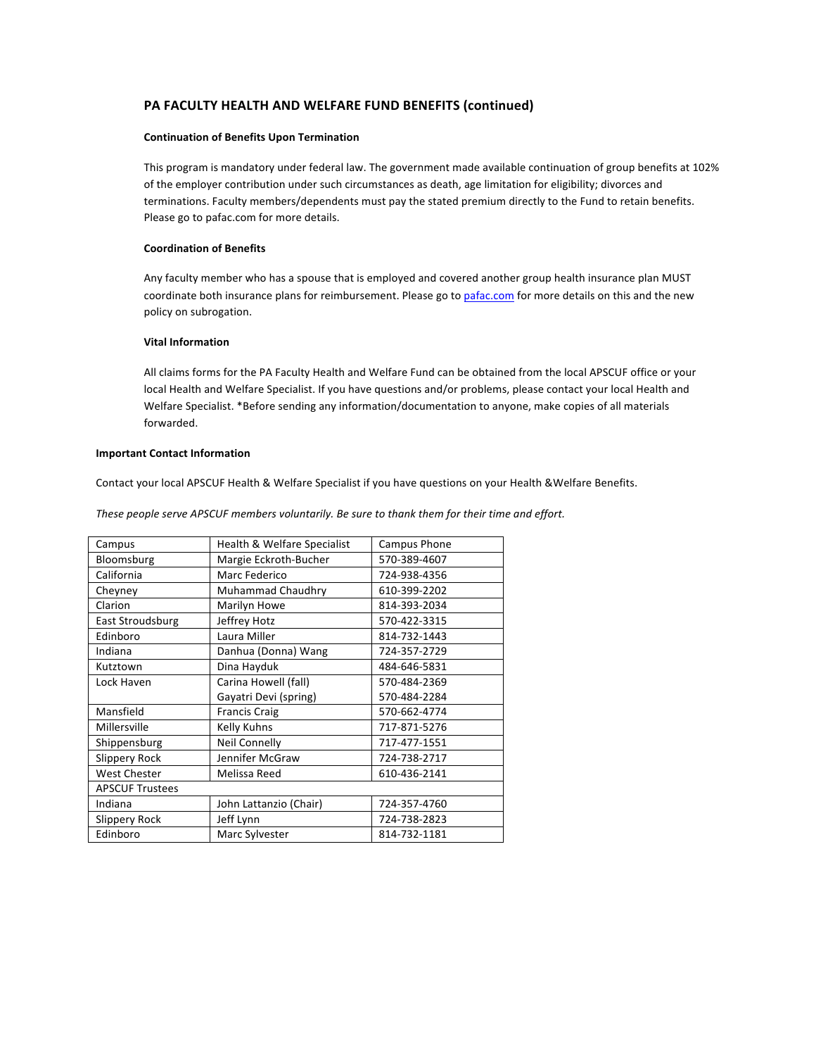## PA FACULTY HEALTH AND WELFARE FUND BENEFITS (continued)

### Continuation of Benefits Upon Termination

This program is mandatory under federal law. The government made available continuation of group benefits at 102% of the employer contribution under such circumstances as death, age limitation for eligibility; divorces and terminations. Faculty members/dependents must pay the stated premium directly to the Fund to retain benefits. Please go to pafac.com for more details.

### Coordination of Benefits

Any faculty member who has a spouse that is employed and covered another group health insurance plan MUST coordinate both insurance plans for reimbursement. Please go to pafac.com for more details on this and the new policy on subrogation.

### Vital Information

All claims forms for the PA Faculty Health and Welfare Fund can be obtained from the local APSCUF office or your local Health and Welfare Specialist. If you have questions and/or problems, please contact your local Health and Welfare Specialist. *Before sending any information/documentation to anyone, make copies of all materials forwarded.

### Important Contact Information

Contact your local APSCUF Health & Welfare Specialist if you have questions on your Health &Welfare Benefits.

*These people serve APSCUF members voluntarily. Be sure to thank them for their time and effort.*

| Campus | Health & Welfare Specialist | Campus Phone |
|---|---|---|
| Bloomsburg | Margie Eckroth-Bucher | 570-389-4607 |
| California | Marc Federico | 724-938-4356 |
| Cheyney | Muhammad Chaudhry | 610-399-2202 |
| Clarion | Marilyn Howe | 814-393-2034 |
| East Stroudsburg | Jeffrey Hotz | 570-422-3315 |
| Edinboro | Laura Miller | 814-732-1443 |
| Indiana | Danhua (Donna) Wang | 724-357-2729 |
| Kutztown | Dina Hayduk | 484-646-5831 |
| Lock Haven | Carina Howell (fall) | 570-484-2369 |
| | Gayatri Devi (spring) | 570-484-2284 |
| Mansfield | Francis Craig | 570-662-4774 |
| Millersville | Kelly Kuhns | 717-871-5276 |
| Shippensburg | Neil Connelly | 717-477-1551 |
| Slippery Rock | Jennifer McGraw | 724-738-2717 |
| West Chester | Melissa Reed | 610-436-2141 |
| APSCUF Trustees | | |
| Indiana | John Lattanzio (Chair) | 724-357-4760 |
| Slippery Rock | Jeff Lynn | 724-738-2823 |
| Edinboro | Marc Sylvester | 814-732-1181 |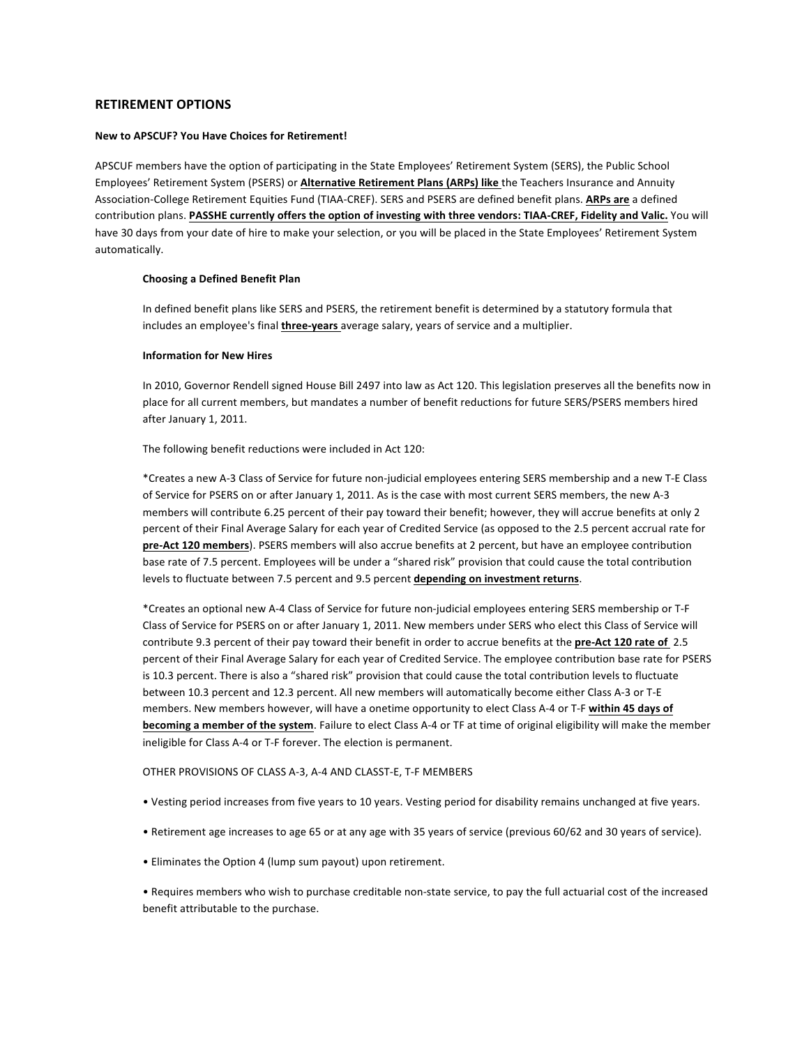## RETIREMENT OPTIONS

**New to APSCUF? You Have Choices for Retirement!**

APSCUF members have the option of participating in the State Employees' Retirement System (SERS), the Public School Employees' Retirement System (PSERS) or **Alternative Retirement Plans (ARPs) like** the Teachers Insurance and Annuity Association-College Retirement Equities Fund (TIAA-CREF). SERS and PSERS are defined benefit plans. **ARPs are** a defined contribution plans. **PASSHE currently offers the option of investing with three vendors: TIAA-CREF, Fidelity and Valic.** You will have 30 days from your date of hire to make your selection, or you will be placed in the State Employees' Retirement System automatically.

**Choosing a Defined Benefit Plan**

In defined benefit plans like SERS and PSERS, the retirement benefit is determined by a statutory formula that includes an employee's final **three-years** average salary, years of service and a multiplier.

**Information for New Hires**

In 2010, Governor Rendell signed House Bill 2497 into law as Act 120. This legislation preserves all the benefits now in place for all current members, but mandates a number of benefit reductions for future SERS/PSERS members hired after January 1, 2011.

The following benefit reductions were included in Act 120:

*Creates a new A-3 Class of Service for future non-judicial employees entering SERS membership and a new T-E Class of Service for PSERS on or after January 1, 2011. As is the case with most current SERS members, the new A-3 members will contribute 6.25 percent of their pay toward their benefit; however, they will accrue benefits at only 2 percent of their Final Average Salary for each year of Credited Service (as opposed to the 2.5 percent accrual rate for **pre-Act 120 members**). PSERS members will also accrue benefits at 2 percent, but have an employee contribution base rate of 7.5 percent. Employees will be under a "shared risk" provision that could cause the total contribution levels to fluctuate between 7.5 percent and 9.5 percent **depending on investment returns**.

*Creates an optional new A-4 Class of Service for future non-judicial employees entering SERS membership or T-F Class of Service for PSERS on or after January 1, 2011. New members under SERS who elect this Class of Service will contribute 9.3 percent of their pay toward their benefit in order to accrue benefits at the **pre-Act 120 rate of** 2.5 percent of their Final Average Salary for each year of Credited Service. The employee contribution base rate for PSERS is 10.3 percent. There is also a "shared risk" provision that could cause the total contribution levels to fluctuate between 10.3 percent and 12.3 percent. All new members will automatically become either Class A-3 or T-E members. New members however, will have a onetime opportunity to elect Class A-4 or T-F **within 45 days of becoming a member of the system**. Failure to elect Class A-4 or TF at time of original eligibility will make the member ineligible for Class A-4 or T-F forever. The election is permanent.

OTHER PROVISIONS OF CLASS A-3, A-4 AND CLASST-E, T-F MEMBERS

- Vesting period increases from five years to 10 years. Vesting period for disability remains unchanged at five years.
- Retirement age increases to age 65 or at any age with 35 years of service (previous 60/62 and 30 years of service).
- Eliminates the Option 4 (lump sum payout) upon retirement.
- Requires members who wish to purchase creditable non-state service, to pay the full actuarial cost of the increased benefit attributable to the purchase.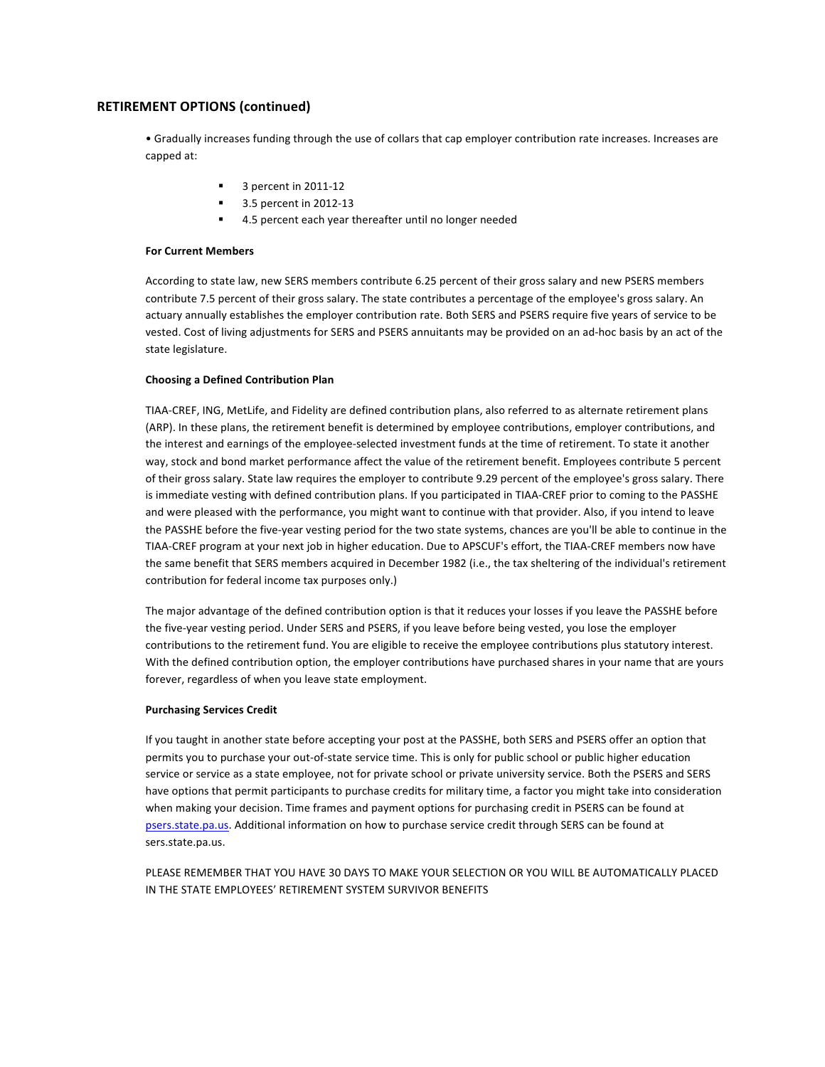## RETIREMENT OPTIONS (continued)

- Gradually increases funding through the use of collars that cap employer contribution rate increases. Increases are capped at:
  - 3 percent in 2011-12
  - 3.5 percent in 2012-13
  - 4.5 percent each year thereafter until no longer needed

**For Current Members**

According to state law, new SERS members contribute 6.25 percent of their gross salary and new PSERS members contribute 7.5 percent of their gross salary. The state contributes a percentage of the employee's gross salary. An actuary annually establishes the employer contribution rate. Both SERS and PSERS require five years of service to be vested. Cost of living adjustments for SERS and PSERS annuitants may be provided on an ad-hoc basis by an act of the state legislature.

**Choosing a Defined Contribution Plan**

TIAA-CREF, ING, MetLife, and Fidelity are defined contribution plans, also referred to as alternate retirement plans (ARP). In these plans, the retirement benefit is determined by employee contributions, employer contributions, and the interest and earnings of the employee-selected investment funds at the time of retirement. To state it another way, stock and bond market performance affect the value of the retirement benefit. Employees contribute 5 percent of their gross salary. State law requires the employer to contribute 9.29 percent of the employee's gross salary. There is immediate vesting with defined contribution plans. If you participated in TIAA-CREF prior to coming to the PASSHE and were pleased with the performance, you might want to continue with that provider. Also, if you intend to leave the PASSHE before the five-year vesting period for the two state systems, chances are you'll be able to continue in the TIAA-CREF program at your next job in higher education. Due to APSCUF's effort, the TIAA-CREF members now have the same benefit that SERS members acquired in December 1982 (i.e., the tax sheltering of the individual's retirement contribution for federal income tax purposes only.)

The major advantage of the defined contribution option is that it reduces your losses if you leave the PASSHE before the five-year vesting period. Under SERS and PSERS, if you leave before being vested, you lose the employer contributions to the retirement fund. You are eligible to receive the employee contributions plus statutory interest. With the defined contribution option, the employer contributions have purchased shares in your name that are yours forever, regardless of when you leave state employment.

**Purchasing Services Credit**

If you taught in another state before accepting your post at the PASSHE, both SERS and PSERS offer an option that permits you to purchase your out-of-state service time. This is only for public school or public higher education service or service as a state employee, not for private school or private university service. Both the PSERS and SERS have options that permit participants to purchase credits for military time, a factor you might take into consideration when making your decision. Time frames and payment options for purchasing credit in PSERS can be found at psers.state.pa.us. Additional information on how to purchase service credit through SERS can be found at sers.state.pa.us.

PLEASE REMEMBER THAT YOU HAVE 30 DAYS TO MAKE YOUR SELECTION OR YOU WILL BE AUTOMATICALLY PLACED IN THE STATE EMPLOYEES' RETIREMENT SYSTEM SURVIVOR BENEFITS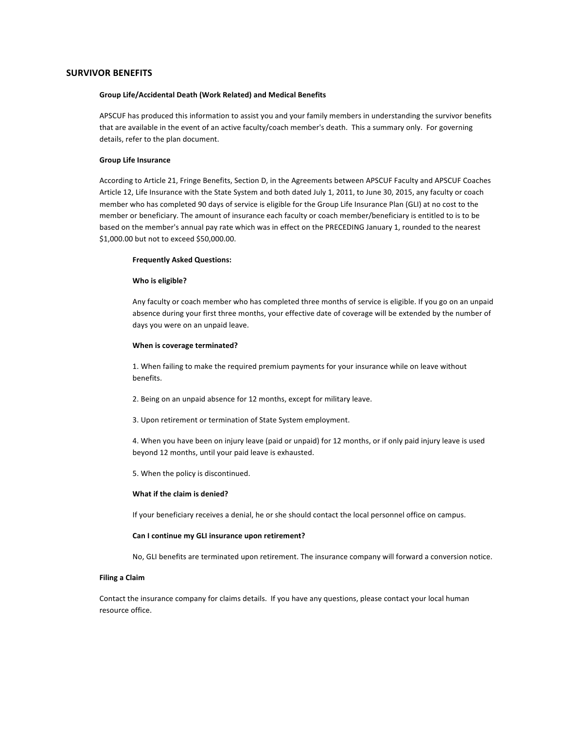## SURVIVOR BENEFITS

### Group Life/Accidental Death (Work Related) and Medical Benefits

APSCUF has produced this information to assist you and your family members in understanding the survivor benefits that are available in the event of an active faculty/coach member's death. This a summary only. For governing details, refer to the plan document.

### Group Life Insurance

According to Article 21, Fringe Benefits, Section D, in the Agreements between APSCUF Faculty and APSCUF Coaches Article 12, Life Insurance with the State System and both dated July 1, 2011, to June 30, 2015, any faculty or coach member who has completed 90 days of service is eligible for the Group Life Insurance Plan (GLI) at no cost to the member or beneficiary. The amount of insurance each faculty or coach member/beneficiary is entitled to is to be based on the member's annual pay rate which was in effect on the PRECEDING January 1, rounded to the nearest $1,000.00 but not to exceed $50,000.00.

#### Frequently Asked Questions:

**Who is eligible?**

Any faculty or coach member who has completed three months of service is eligible. If you go on an unpaid absence during your first three months, your effective date of coverage will be extended by the number of days you were on an unpaid leave.

**When is coverage terminated?**

1. When failing to make the required premium payments for your insurance while on leave without benefits.

2. Being on an unpaid absence for 12 months, except for military leave.

3. Upon retirement or termination of State System employment.

4. When you have been on injury leave (paid or unpaid) for 12 months, or if only paid injury leave is used beyond 12 months, until your paid leave is exhausted.

5. When the policy is discontinued.

**What if the claim is denied?**

If your beneficiary receives a denial, he or she should contact the local personnel office on campus.

**Can I continue my GLI insurance upon retirement?**

No, GLI benefits are terminated upon retirement. The insurance company will forward a conversion notice.

### Filing a Claim

Contact the insurance company for claims details. If you have any questions, please contact your local human resource office.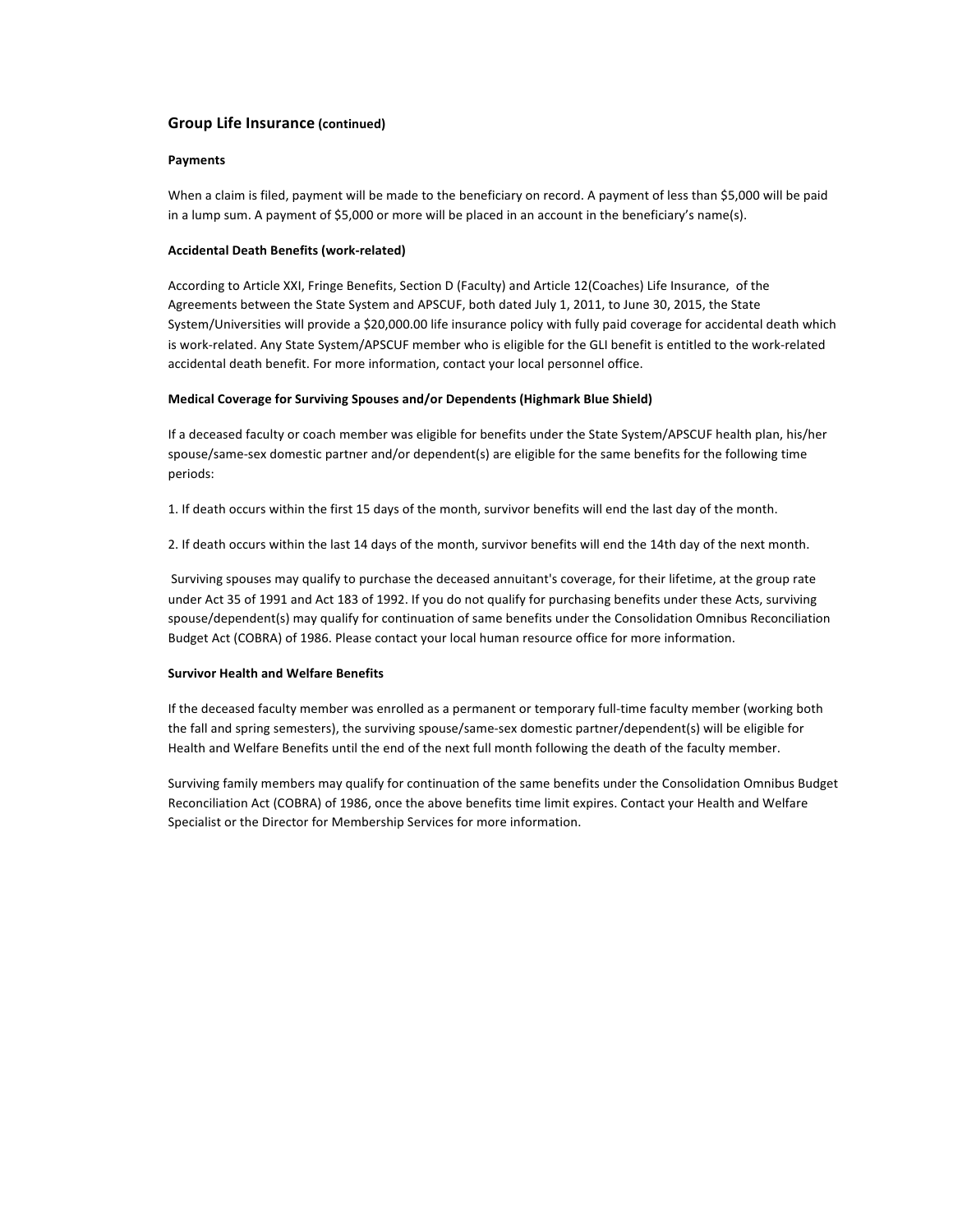## Group Life Insurance (continued)

### Payments

When a claim is filed, payment will be made to the beneficiary on record. A payment of less than $5,000 will be paid in a lump sum. A payment of $5,000 or more will be placed in an account in the beneficiary's name(s).

### Accidental Death Benefits (work-related)

According to Article XXI, Fringe Benefits, Section D (Faculty) and Article 12(Coaches) Life Insurance, of the Agreements between the State System and APSCUF, both dated July 1, 2011, to June 30, 2015, the State System/Universities will provide a $20,000.00 life insurance policy with fully paid coverage for accidental death which is work-related. Any State System/APSCUF member who is eligible for the GLI benefit is entitled to the work-related accidental death benefit. For more information, contact your local personnel office.

### Medical Coverage for Surviving Spouses and/or Dependents (Highmark Blue Shield)

If a deceased faculty or coach member was eligible for benefits under the State System/APSCUF health plan, his/her spouse/same-sex domestic partner and/or dependent(s) are eligible for the same benefits for the following time periods:

1. If death occurs within the first 15 days of the month, survivor benefits will end the last day of the month.

2. If death occurs within the last 14 days of the month, survivor benefits will end the 14th day of the next month.

Surviving spouses may qualify to purchase the deceased annuitant's coverage, for their lifetime, at the group rate under Act 35 of 1991 and Act 183 of 1992. If you do not qualify for purchasing benefits under these Acts, surviving spouse/dependent(s) may qualify for continuation of same benefits under the Consolidation Omnibus Reconciliation Budget Act (COBRA) of 1986. Please contact your local human resource office for more information.

### Survivor Health and Welfare Benefits

If the deceased faculty member was enrolled as a permanent or temporary full-time faculty member (working both the fall and spring semesters), the surviving spouse/same-sex domestic partner/dependent(s) will be eligible for Health and Welfare Benefits until the end of the next full month following the death of the faculty member.

Surviving family members may qualify for continuation of the same benefits under the Consolidation Omnibus Budget Reconciliation Act (COBRA) of 1986, once the above benefits time limit expires. Contact your Health and Welfare Specialist or the Director for Membership Services for more information.